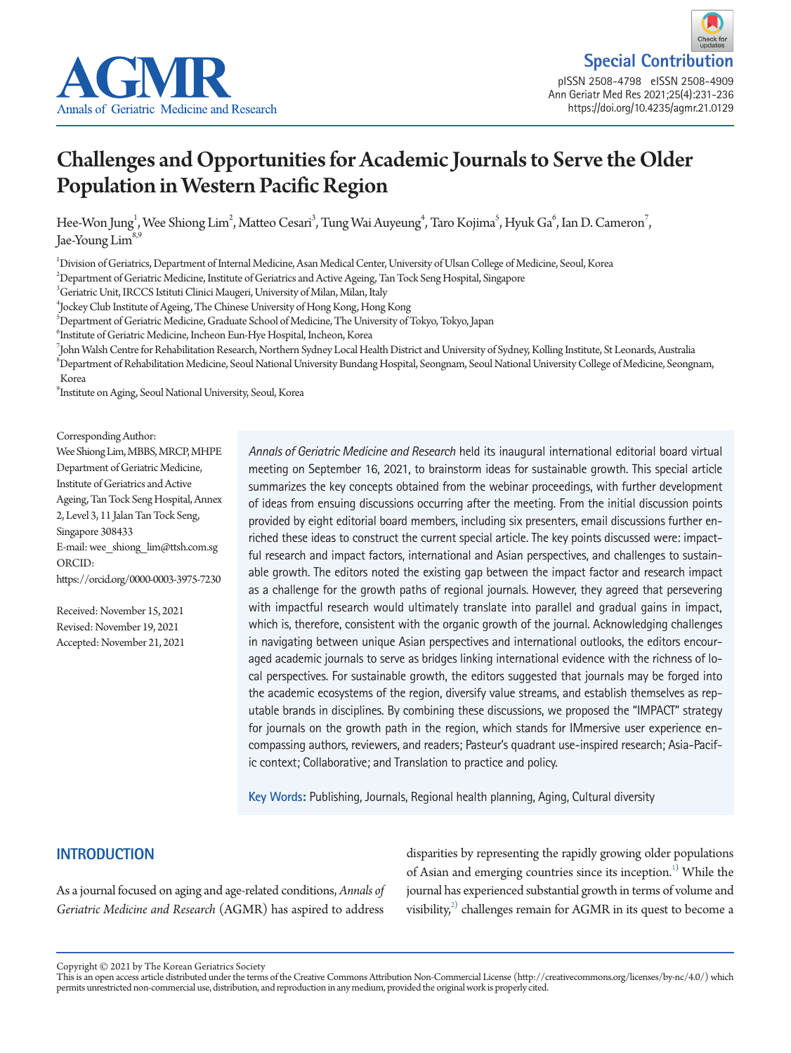Special Contribution

pISSN 2508-4798 eISSN 2508-4909
Ann Geriatr Med Res 2021;25(4):231-236
https://doi.org/10.4235/agmr.21.0129

# Challenges and Opportunities for Academic Journals to Serve the Older Population in Western Pacific Region

Hee-Won Jung[1], Wee Shiong Lim[2], Matteo Cesari[3], Tung Wai Auyeung[4], Taro Kojima[5], Hyuk Ga[6], Ian D. Cameron[7], Jae-Young Lim[8,9]

[1]Division of Geriatrics, Department of Internal Medicine, Asan Medical Center, University of Ulsan College of Medicine, Seoul, Korea
[2]Department of Geriatric Medicine, Institute of Geriatrics and Active Ageing, Tan Tock Seng Hospital, Singapore
[3]Geriatric Unit, IRCCS Istituti Clinici Maugeri, University of Milan, Milan, Italy
[4]Jockey Club Institute of Ageing, The Chinese University of Hong Kong, Hong Kong
[5]Department of Geriatric Medicine, Graduate School of Medicine, The University of Tokyo, Tokyo, Japan
[6]Institute of Geriatric Medicine, Incheon Eun-Hye Hospital, Incheon, Korea
[7]John Walsh Centre for Rehabilitation Research, Northern Sydney Local Health District and University of Sydney, Kolling Institute, St Leonards, Australia
[8]Department of Rehabilitation Medicine, Seoul National University Bundang Hospital, Seongnam, Seoul National University College of Medicine, Seongnam, Korea
[9]Institute on Aging, Seoul National University, Seoul, Korea

Corresponding Author:
Wee Shiong Lim, MBBS, MRCP, MHPE
Department of Geriatric Medicine, Institute of Geriatrics and Active Ageing, Tan Tock Seng Hospital, Annex 2, Level 3, 11 Jalan Tan Tock Seng, Singapore 308433
E-mail: wee_shiong_lim@ttsh.com.sg
ORCID: https://orcid.org/0000-0003-3975-7230

Received: November 15, 2021
Revised: November 19, 2021
Accepted: November 21, 2021

*Annals of Geriatric Medicine and Research* held its inaugural international editorial board virtual meeting on September 16, 2021, to brainstorm ideas for sustainable growth. This special article summarizes the key concepts obtained from the webinar proceedings, with further development of ideas from ensuing discussions occurring after the meeting. From the initial discussion points provided by eight editorial board members, including six presenters, email discussions further enriched these ideas to construct the current special article. The key points discussed were: impactful research and impact factors, international and Asian perspectives, and challenges to sustainable growth. The editors noted the existing gap between the impact factor and research impact as a challenge for the growth paths of regional journals. However, they agreed that persevering with impactful research would ultimately translate into parallel and gradual gains in impact, which is, therefore, consistent with the organic growth of the journal. Acknowledging challenges in navigating between unique Asian perspectives and international outlooks, the editors encouraged academic journals to serve as bridges linking international evidence with the richness of local perspectives. For sustainable growth, the editors suggested that journals may be forged into the academic ecosystems of the region, diversify value streams, and establish themselves as reputable brands in disciplines. By combining these discussions, we proposed the "IMPACT" strategy for journals on the growth path in the region, which stands for IMmersive user experience encompassing authors, reviewers, and readers; Pasteur's quadrant use-inspired research; Asia-Pacific context; Collaborative; and Translation to practice and policy.

**Key Words:** Publishing, Journals, Regional health planning, Aging, Cultural diversity

## INTRODUCTION

As a journal focused on aging and age-related conditions, *Annals of Geriatric Medicine and Research* (AGMR) has aspired to address disparities by representing the rapidly growing older populations of Asian and emerging countries since its inception.[1] While the journal has experienced substantial growth in terms of volume and visibility,[2] challenges remain for AGMR in its quest to become a

Copyright © 2021 by The Korean Geriatrics Society
This is an open access article distributed under the terms of the Creative Commons Attribution Non-Commercial License (http://creativecommons.org/licenses/by-nc/4.0/) which permits unrestricted non-commercial use, distribution, and reproduction in any medium, provided the original work is properly cited.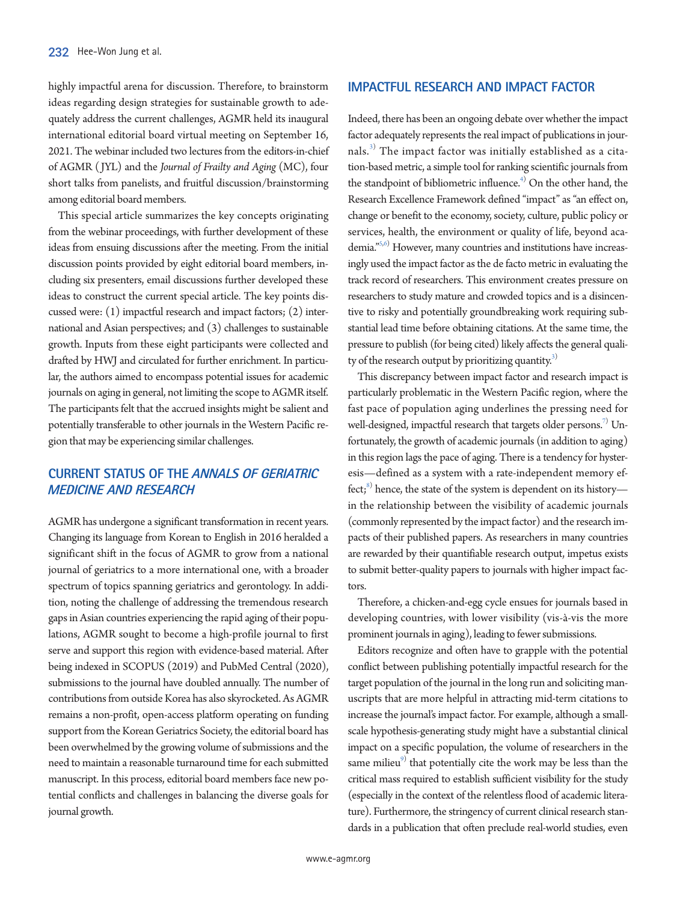highly impactful arena for discussion. Therefore, to brainstorm ideas regarding design strategies for sustainable growth to adequately address the current challenges, AGMR held its inaugural international editorial board virtual meeting on September 16, 2021. The webinar included two lectures from the editors-in-chief of AGMR (JYL) and the *Journal of Frailty and Aging* (MC), four short talks from panelists, and fruitful discussion/brainstorming among editorial board members.

This special article summarizes the key concepts originating from the webinar proceedings, with further development of these ideas from ensuing discussions after the meeting. From the initial discussion points provided by eight editorial board members, including six presenters, email discussions further developed these ideas to construct the current special article. The key points discussed were: (1) impactful research and impact factors; (2) international and Asian perspectives; and (3) challenges to sustainable growth. Inputs from these eight participants were collected and drafted by HWJ and circulated for further enrichment. In particular, the authors aimed to encompass potential issues for academic journals on aging in general, not limiting the scope to AGMR itself. The participants felt that the accrued insights might be salient and potentially transferable to other journals in the Western Pacific region that may be experiencing similar challenges.

## CURRENT STATUS OF THE *ANNALS OF GERIATRIC MEDICINE AND RESEARCH*

AGMR has undergone a significant transformation in recent years. Changing its language from Korean to English in 2016 heralded a significant shift in the focus of AGMR to grow from a national journal of geriatrics to a more international one, with a broader spectrum of topics spanning geriatrics and gerontology. In addition, noting the challenge of addressing the tremendous research gaps in Asian countries experiencing the rapid aging of their populations, AGMR sought to become a high-profile journal to first serve and support this region with evidence-based material. After being indexed in SCOPUS (2019) and PubMed Central (2020), submissions to the journal have doubled annually. The number of contributions from outside Korea has also skyrocketed. As AGMR remains a non-profit, open-access platform operating on funding support from the Korean Geriatrics Society, the editorial board has been overwhelmed by the growing volume of submissions and the need to maintain a reasonable turnaround time for each submitted manuscript. In this process, editorial board members face new potential conflicts and challenges in balancing the diverse goals for journal growth.

## IMPACTFUL RESEARCH AND IMPACT FACTOR

Indeed, there has been an ongoing debate over whether the impact factor adequately represents the real impact of publications in journals.[3] The impact factor was initially established as a citation-based metric, a simple tool for ranking scientific journals from the standpoint of bibliometric influence.[4] On the other hand, the Research Excellence Framework defined "impact" as "an effect on, change or benefit to the economy, society, culture, public policy or services, health, the environment or quality of life, beyond academia."[5,6] However, many countries and institutions have increasingly used the impact factor as the de facto metric in evaluating the track record of researchers. This environment creates pressure on researchers to study mature and crowded topics and is a disincentive to risky and potentially groundbreaking work requiring substantial lead time before obtaining citations. At the same time, the pressure to publish (for being cited) likely affects the general quality of the research output by prioritizing quantity.[3]

This discrepancy between impact factor and research impact is particularly problematic in the Western Pacific region, where the fast pace of population aging underlines the pressing need for well-designed, impactful research that targets older persons.[7] Unfortunately, the growth of academic journals (in addition to aging) in this region lags the pace of aging. There is a tendency for hysteresis—defined as a system with a rate-independent memory effect;[8] hence, the state of the system is dependent on its history—in the relationship between the visibility of academic journals (commonly represented by the impact factor) and the research impacts of their published papers. As researchers in many countries are rewarded by their quantifiable research output, impetus exists to submit better-quality papers to journals with higher impact factors.

Therefore, a chicken-and-egg cycle ensues for journals based in developing countries, with lower visibility (vis-à-vis the more prominent journals in aging), leading to fewer submissions.

Editors recognize and often have to grapple with the potential conflict between publishing potentially impactful research for the target population of the journal in the long run and soliciting manuscripts that are more helpful in attracting mid-term citations to increase the journal's impact factor. For example, although a small-scale hypothesis-generating study might have a substantial clinical impact on a specific population, the volume of researchers in the same milieu[9] that potentially cite the work may be less than the critical mass required to establish sufficient visibility for the study (especially in the context of the relentless flood of academic literature). Furthermore, the stringency of current clinical research standards in a publication that often preclude real-world studies, even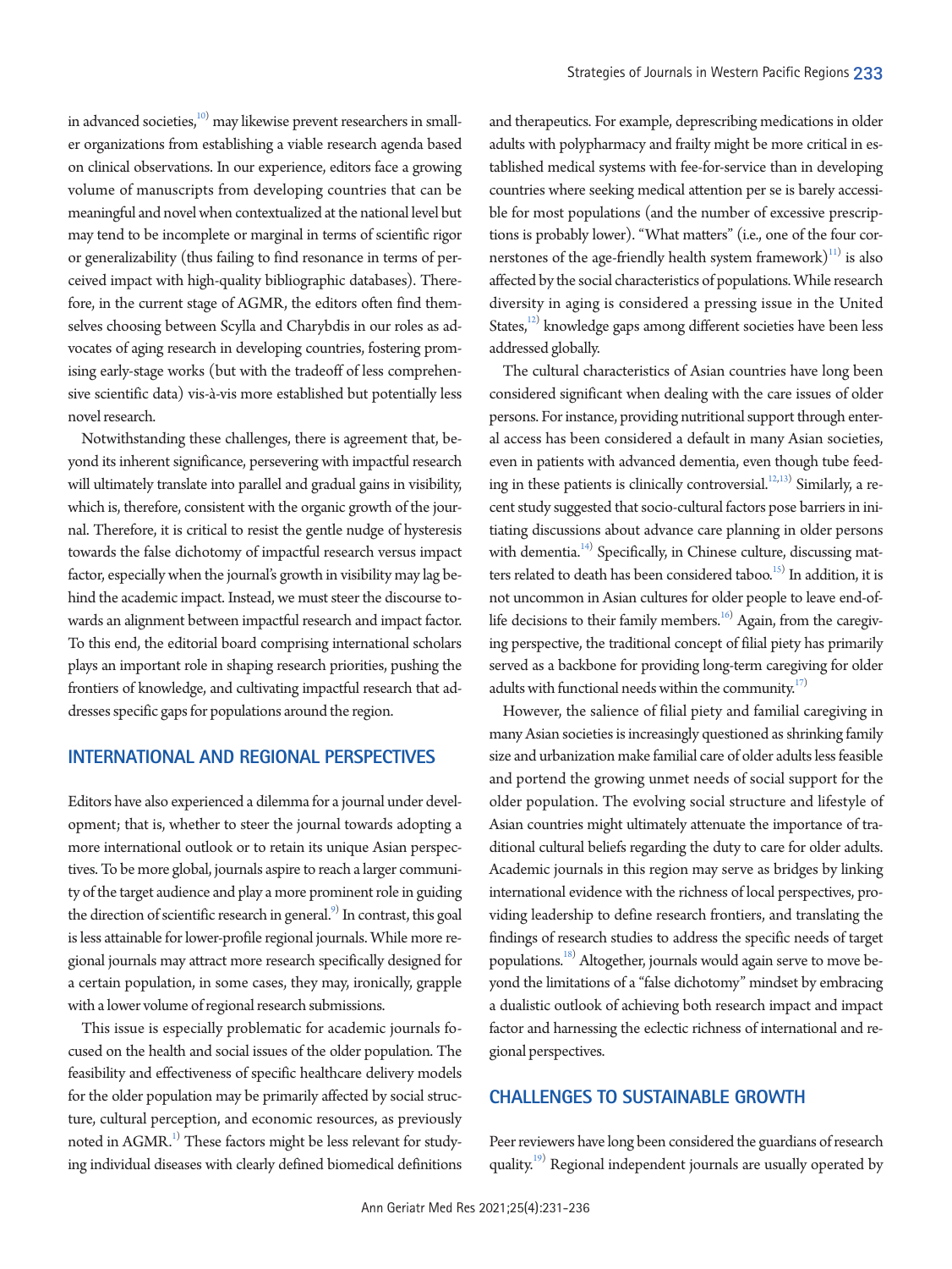in advanced societies,[10] may likewise prevent researchers in smaller organizations from establishing a viable research agenda based on clinical observations. In our experience, editors face a growing volume of manuscripts from developing countries that can be meaningful and novel when contextualized at the national level but may tend to be incomplete or marginal in terms of scientific rigor or generalizability (thus failing to find resonance in terms of perceived impact with high-quality bibliographic databases). Therefore, in the current stage of AGMR, the editors often find themselves choosing between Scylla and Charybdis in our roles as advocates of aging research in developing countries, fostering promising early-stage works (but with the tradeoff of less comprehensive scientific data) vis-à-vis more established but potentially less novel research.

Notwithstanding these challenges, there is agreement that, beyond its inherent significance, persevering with impactful research will ultimately translate into parallel and gradual gains in visibility, which is, therefore, consistent with the organic growth of the journal. Therefore, it is critical to resist the gentle nudge of hysteresis towards the false dichotomy of impactful research versus impact factor, especially when the journal's growth in visibility may lag behind the academic impact. Instead, we must steer the discourse towards an alignment between impactful research and impact factor. To this end, the editorial board comprising international scholars plays an important role in shaping research priorities, pushing the frontiers of knowledge, and cultivating impactful research that addresses specific gaps for populations around the region.

## INTERNATIONAL AND REGIONAL PERSPECTIVES

Editors have also experienced a dilemma for a journal under development; that is, whether to steer the journal towards adopting a more international outlook or to retain its unique Asian perspectives. To be more global, journals aspire to reach a larger community of the target audience and play a more prominent role in guiding the direction of scientific research in general.[9] In contrast, this goal is less attainable for lower-profile regional journals. While more regional journals may attract more research specifically designed for a certain population, in some cases, they may, ironically, grapple with a lower volume of regional research submissions.

This issue is especially problematic for academic journals focused on the health and social issues of the older population. The feasibility and effectiveness of specific healthcare delivery models for the older population may be primarily affected by social structure, cultural perception, and economic resources, as previously noted in AGMR.[1] These factors might be less relevant for studying individual diseases with clearly defined biomedical definitions and therapeutics. For example, deprescribing medications in older adults with polypharmacy and frailty might be more critical in established medical systems with fee-for-service than in developing countries where seeking medical attention per se is barely accessible for most populations (and the number of excessive prescriptions is probably lower). "What matters" (i.e., one of the four cornerstones of the age-friendly health system framework)[11] is also affected by the social characteristics of populations. While research diversity in aging is considered a pressing issue in the United States,[12] knowledge gaps among different societies have been less addressed globally.

The cultural characteristics of Asian countries have long been considered significant when dealing with the care issues of older persons. For instance, providing nutritional support through enteral access has been considered a default in many Asian societies, even in patients with advanced dementia, even though tube feeding in these patients is clinically controversial.[12,13] Similarly, a recent study suggested that socio-cultural factors pose barriers in initiating discussions about advance care planning in older persons with dementia.[14] Specifically, in Chinese culture, discussing matters related to death has been considered taboo.[15] In addition, it is not uncommon in Asian cultures for older people to leave end-of-life decisions to their family members.[16] Again, from the caregiving perspective, the traditional concept of filial piety has primarily served as a backbone for providing long-term caregiving for older adults with functional needs within the community.[17]

However, the salience of filial piety and familial caregiving in many Asian societies is increasingly questioned as shrinking family size and urbanization make familial care of older adults less feasible and portend the growing unmet needs of social support for the older population. The evolving social structure and lifestyle of Asian countries might ultimately attenuate the importance of traditional cultural beliefs regarding the duty to care for older adults. Academic journals in this region may serve as bridges by linking international evidence with the richness of local perspectives, providing leadership to define research frontiers, and translating the findings of research studies to address the specific needs of target populations.[18] Altogether, journals would again serve to move beyond the limitations of a "false dichotomy" mindset by embracing a dualistic outlook of achieving both research impact and impact factor and harnessing the eclectic richness of international and regional perspectives.

## CHALLENGES TO SUSTAINABLE GROWTH

Peer reviewers have long been considered the guardians of research quality.[19] Regional independent journals are usually operated by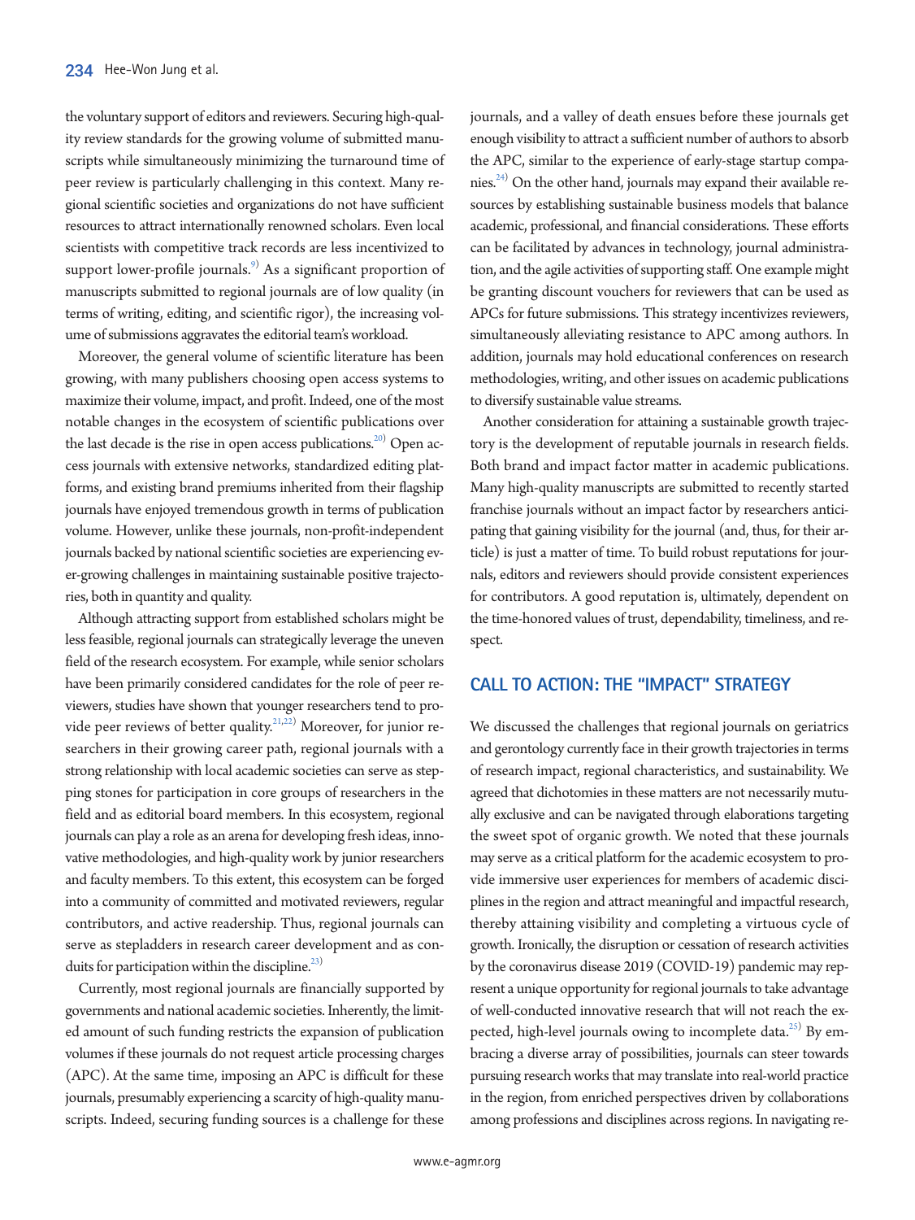the voluntary support of editors and reviewers. Securing high-quality review standards for the growing volume of submitted manuscripts while simultaneously minimizing the turnaround time of peer review is particularly challenging in this context. Many regional scientific societies and organizations do not have sufficient resources to attract internationally renowned scholars. Even local scientists with competitive track records are less incentivized to support lower-profile journals.[9] As a significant proportion of manuscripts submitted to regional journals are of low quality (in terms of writing, editing, and scientific rigor), the increasing volume of submissions aggravates the editorial team's workload.

Moreover, the general volume of scientific literature has been growing, with many publishers choosing open access systems to maximize their volume, impact, and profit. Indeed, one of the most notable changes in the ecosystem of scientific publications over the last decade is the rise in open access publications.[20] Open access journals with extensive networks, standardized editing platforms, and existing brand premiums inherited from their flagship journals have enjoyed tremendous growth in terms of publication volume. However, unlike these journals, non-profit-independent journals backed by national scientific societies are experiencing ever-growing challenges in maintaining sustainable positive trajectories, both in quantity and quality.

Although attracting support from established scholars might be less feasible, regional journals can strategically leverage the uneven field of the research ecosystem. For example, while senior scholars have been primarily considered candidates for the role of peer reviewers, studies have shown that younger researchers tend to provide peer reviews of better quality.[21,22] Moreover, for junior researchers in their growing career path, regional journals with a strong relationship with local academic societies can serve as stepping stones for participation in core groups of researchers in the field and as editorial board members. In this ecosystem, regional journals can play a role as an arena for developing fresh ideas, innovative methodologies, and high-quality work by junior researchers and faculty members. To this extent, this ecosystem can be forged into a community of committed and motivated reviewers, regular contributors, and active readership. Thus, regional journals can serve as stepladders in research career development and as conduits for participation within the discipline.[23]

Currently, most regional journals are financially supported by governments and national academic societies. Inherently, the limited amount of such funding restricts the expansion of publication volumes if these journals do not request article processing charges (APC). At the same time, imposing an APC is difficult for these journals, presumably experiencing a scarcity of high-quality manuscripts. Indeed, securing funding sources is a challenge for these journals, and a valley of death ensues before these journals get enough visibility to attract a sufficient number of authors to absorb the APC, similar to the experience of early-stage startup companies.[24] On the other hand, journals may expand their available resources by establishing sustainable business models that balance academic, professional, and financial considerations. These efforts can be facilitated by advances in technology, journal administration, and the agile activities of supporting staff. One example might be granting discount vouchers for reviewers that can be used as APCs for future submissions. This strategy incentivizes reviewers, simultaneously alleviating resistance to APC among authors. In addition, journals may hold educational conferences on research methodologies, writing, and other issues on academic publications to diversify sustainable value streams.

Another consideration for attaining a sustainable growth trajectory is the development of reputable journals in research fields. Both brand and impact factor matter in academic publications. Many high-quality manuscripts are submitted to recently started franchise journals without an impact factor by researchers anticipating that gaining visibility for the journal (and, thus, for their article) is just a matter of time. To build robust reputations for journals, editors and reviewers should provide consistent experiences for contributors. A good reputation is, ultimately, dependent on the time-honored values of trust, dependability, timeliness, and respect.

## CALL TO ACTION: THE "IMPACT" STRATEGY

We discussed the challenges that regional journals on geriatrics and gerontology currently face in their growth trajectories in terms of research impact, regional characteristics, and sustainability. We agreed that dichotomies in these matters are not necessarily mutually exclusive and can be navigated through elaborations targeting the sweet spot of organic growth. We noted that these journals may serve as a critical platform for the academic ecosystem to provide immersive user experiences for members of academic disciplines in the region and attract meaningful and impactful research, thereby attaining visibility and completing a virtuous cycle of growth. Ironically, the disruption or cessation of research activities by the coronavirus disease 2019 (COVID-19) pandemic may represent a unique opportunity for regional journals to take advantage of well-conducted innovative research that will not reach the expected, high-level journals owing to incomplete data.[25] By embracing a diverse array of possibilities, journals can steer towards pursuing research works that may translate into real-world practice in the region, from enriched perspectives driven by collaborations among professions and disciplines across regions. In navigating re-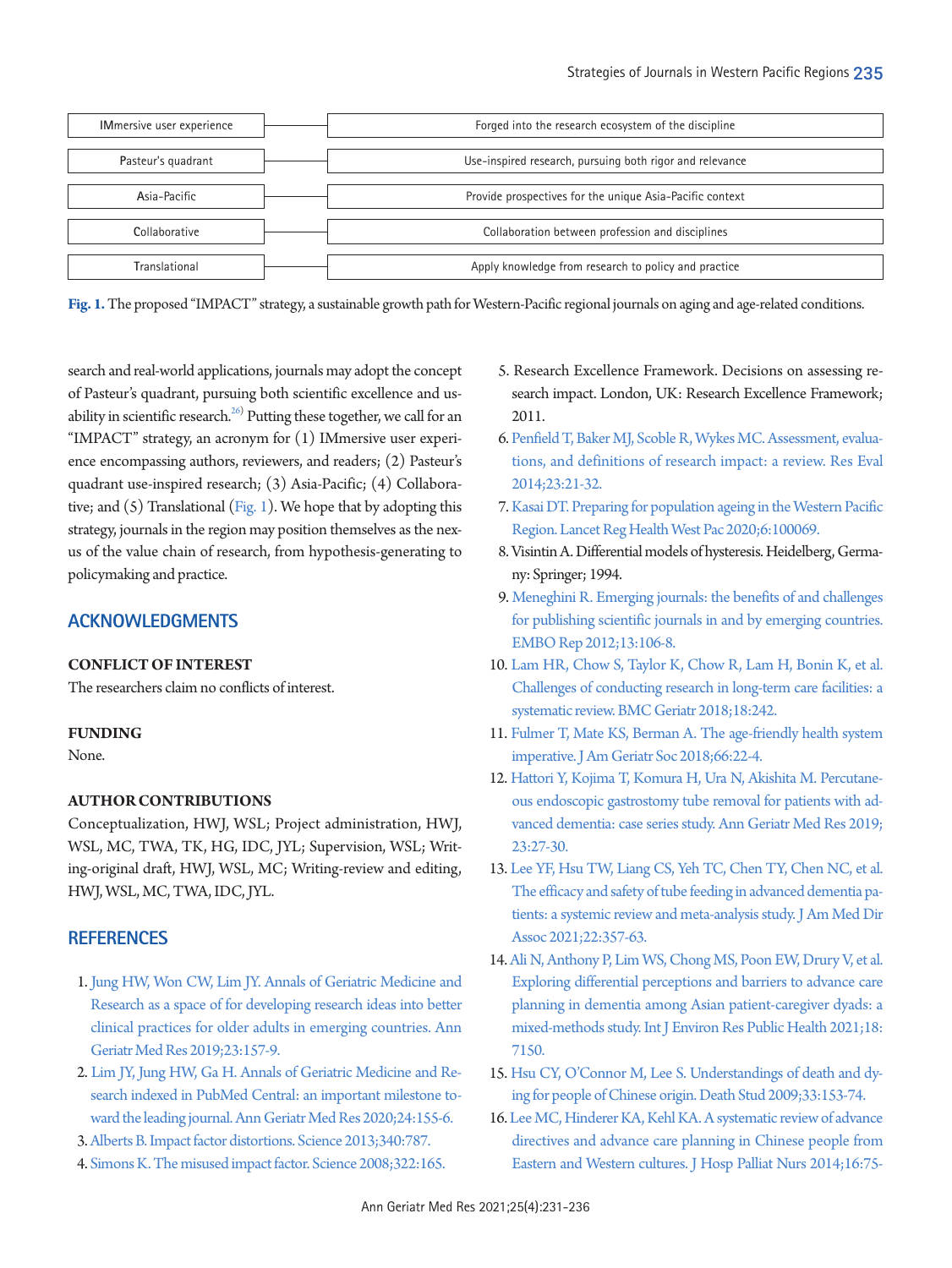| | |
|---|---|
| IMmersive user experience | Forged into the research ecosystem of the discipline |
| Pasteur's quadrant | Use-inspired research, pursuing both rigor and relevance |
| Asia-Pacific | Provide prospectives for the unique Asia-Pacific context |
| Collaborative | Collaboration between profession and disciplines |
| Translational | Apply knowledge from research to policy and practice |

**Fig. 1.** The proposed "IMPACT" strategy, a sustainable growth path for Western-Pacific regional journals on aging and age-related conditions.

search and real-world applications, journals may adopt the concept of Pasteur's quadrant, pursuing both scientific excellence and usability in scientific research.[26] Putting these together, we call for an "IMPACT" strategy, an acronym for (1) IMmersive user experience encompassing authors, reviewers, and readers; (2) Pasteur's quadrant use-inspired research; (3) Asia-Pacific; (4) Collaborative; and (5) Translational (Fig. 1). We hope that by adopting this strategy, journals in the region may position themselves as the nexus of the value chain of research, from hypothesis-generating to policymaking and practice.

## ACKNOWLEDGMENTS

### CONFLICT OF INTEREST

The researchers claim no conflicts of interest.

### FUNDING

None.

### AUTHOR CONTRIBUTIONS

Conceptualization, HWJ, WSL; Project administration, HWJ, WSL, MC, TWA, TK, HG, IDC, JYL; Supervision, WSL; Writing-original draft, HWJ, WSL, MC; Writing-review and editing, HWJ, WSL, MC, TWA, IDC, JYL.

## REFERENCES

1. Jung HW, Won CW, Lim JY. Annals of Geriatric Medicine and Research as a space of for developing research ideas into better clinical practices for older adults in emerging countries. Ann Geriatr Med Res 2019;23:157-9.
2. Lim JY, Jung HW, Ga H. Annals of Geriatric Medicine and Research indexed in PubMed Central: an important milestone toward the leading journal. Ann Geriatr Med Res 2020;24:155-6.
3. Alberts B. Impact factor distortions. Science 2013;340:787.
4. Simons K. The misused impact factor. Science 2008;322:165.
5. Research Excellence Framework. Decisions on assessing research impact. London, UK: Research Excellence Framework; 2011.
6. Penfield T, Baker MJ, Scoble R, Wykes MC. Assessment, evaluations, and definitions of research impact: a review. Res Eval 2014;23:21-32.
7. Kasai DT. Preparing for population ageing in the Western Pacific Region. Lancet Reg Health West Pac 2020;6:100069.
8. Visintin A. Differential models of hysteresis. Heidelberg, Germany: Springer; 1994.
9. Meneghini R. Emerging journals: the benefits of and challenges for publishing scientific journals in and by emerging countries. EMBO Rep 2012;13:106-8.
10. Lam HR, Chow S, Taylor K, Chow R, Lam H, Bonin K, et al. Challenges of conducting research in long-term care facilities: a systematic review. BMC Geriatr 2018;18:242.
11. Fulmer T, Mate KS, Berman A. The age-friendly health system imperative. J Am Geriatr Soc 2018;66:22-4.
12. Hattori Y, Kojima T, Komura H, Ura N, Akishita M. Percutaneous endoscopic gastrostomy tube removal for patients with advanced dementia: case series study. Ann Geriatr Med Res 2019; 23:27-30.
13. Lee YF, Hsu TW, Liang CS, Yeh TC, Chen TY, Chen NC, et al. The efficacy and safety of tube feeding in advanced dementia patients: a systemic review and meta-analysis study. J Am Med Dir Assoc 2021;22:357-63.
14. Ali N, Anthony P, Lim WS, Chong MS, Poon EW, Drury V, et al. Exploring differential perceptions and barriers to advance care planning in dementia among Asian patient-caregiver dyads: a mixed-methods study. Int J Environ Res Public Health 2021;18: 7150.
15. Hsu CY, O'Connor M, Lee S. Understandings of death and dying for people of Chinese origin. Death Stud 2009;33:153-74.
16. Lee MC, Hinderer KA, Kehl KA. A systematic review of advance directives and advance care planning in Chinese people from Eastern and Western cultures. J Hosp Palliat Nurs 2014;16:75-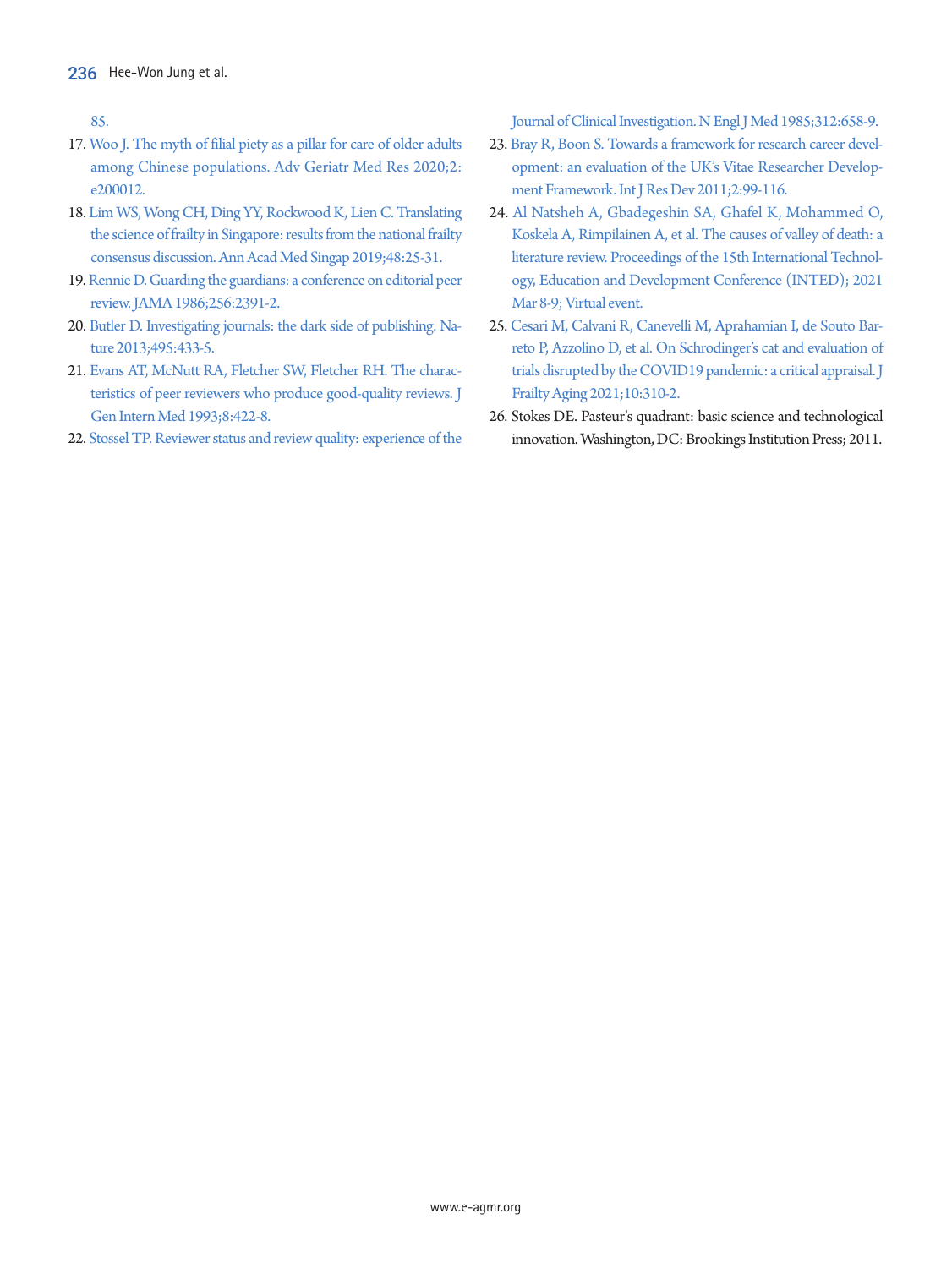85.

17. Woo J. The myth of filial piety as a pillar for care of older adults among Chinese populations. Adv Geriatr Med Res 2020;2: e200012.
18. Lim WS, Wong CH, Ding YY, Rockwood K, Lien C. Translating the science of frailty in Singapore: results from the national frailty consensus discussion. Ann Acad Med Singap 2019;48:25-31.
19. Rennie D. Guarding the guardians: a conference on editorial peer review. JAMA 1986;256:2391-2.
20. Butler D. Investigating journals: the dark side of publishing. Nature 2013;495:433-5.
21. Evans AT, McNutt RA, Fletcher SW, Fletcher RH. The characteristics of peer reviewers who produce good-quality reviews. J Gen Intern Med 1993;8:422-8.
22. Stossel TP. Reviewer status and review quality: experience of the Journal of Clinical Investigation. N Engl J Med 1985;312:658-9.
23. Bray R, Boon S. Towards a framework for research career development: an evaluation of the UK's Vitae Researcher Development Framework. Int J Res Dev 2011;2:99-116.
24. Al Natsheh A, Gbadegeshin SA, Ghafel K, Mohammed O, Koskela A, Rimpilainen A, et al. The causes of valley of death: a literature review. Proceedings of the 15th International Technology, Education and Development Conference (INTED); 2021 Mar 8-9; Virtual event.
25. Cesari M, Calvani R, Canevelli M, Aprahamian I, de Souto Barreto P, Azzolino D, et al. On Schrodinger's cat and evaluation of trials disrupted by the COVID19 pandemic: a critical appraisal. J Frailty Aging 2021;10:310-2.
26. Stokes DE. Pasteur's quadrant: basic science and technological innovation. Washington, DC: Brookings Institution Press; 2011.